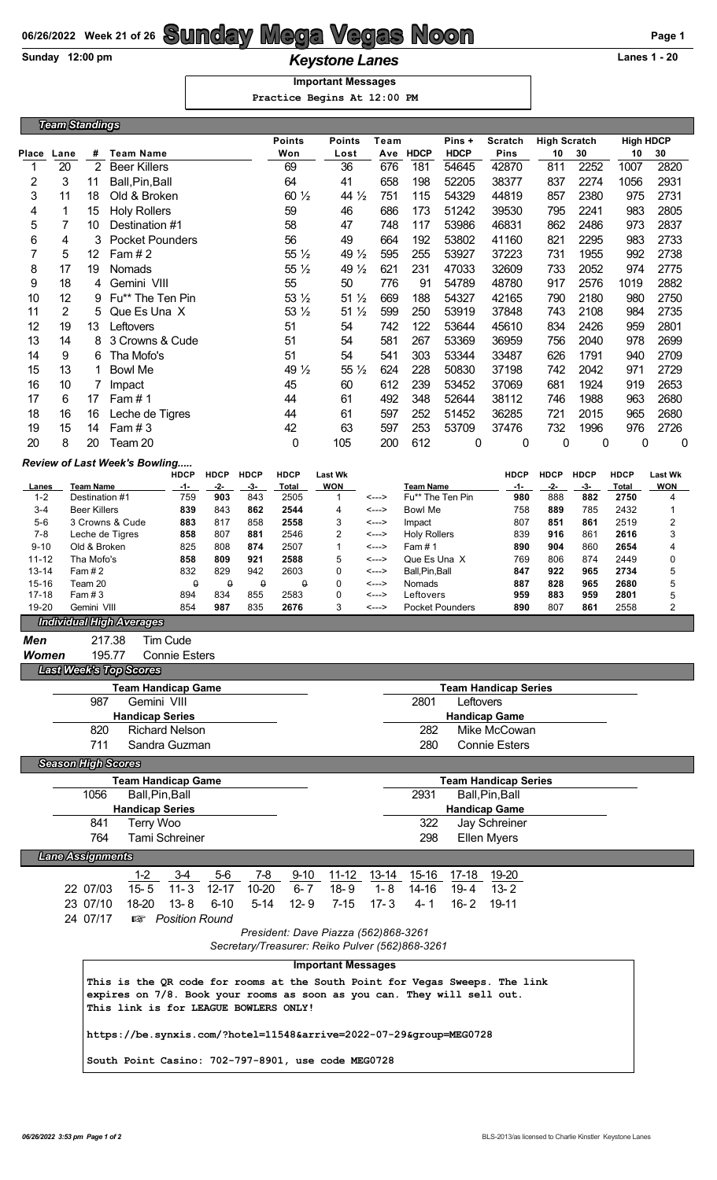# Sunday Mega Vegas Noon

06/26/2022 Week 21 of 26

Sunday 12:00 pm

## Keystone Lanes

Lanes 1 - 20

**Important Messages**

Practice Begins At 12:00 PM

### Team Standings

| Place | Lane | # | Team Name | Points Won | Points Lost | Team Ave | HDCP | Pins + HDCP | Scratch Pins | High Scratch 10 | High Scratch 30 | High HDCP 10 | High HDCP 30 |
|---|---|---|---|---|---|---|---|---|---|---|---|---|---|
| 1 | 20 | 2 | Beer Killers | 69 | 36 | 676 | 181 | 54645 | 42870 | 811 | 2252 | 1007 | 2820 |
| 2 | 3 | 11 | Ball,Pin,Ball | 64 | 41 | 658 | 198 | 52205 | 38377 | 837 | 2274 | 1056 | 2931 |
| 3 | 11 | 18 | Old & Broken | 60 ½ | 44 ½ | 751 | 115 | 54329 | 44819 | 857 | 2380 | 975 | 2731 |
| 4 | 1 | 15 | Holy Rollers | 59 | 46 | 686 | 173 | 51242 | 39530 | 795 | 2241 | 983 | 2805 |
| 5 | 7 | 10 | Destination #1 | 58 | 47 | 748 | 117 | 53986 | 46831 | 862 | 2486 | 973 | 2837 |
| 6 | 4 | 3 | Pocket Pounders | 56 | 49 | 664 | 192 | 53802 | 41160 | 821 | 2295 | 983 | 2733 |
| 7 | 5 | 12 | Fam # 2 | 55 ½ | 49 ½ | 595 | 255 | 53927 | 37223 | 731 | 1955 | 992 | 2738 |
| 8 | 17 | 19 | Nomads | 55 ½ | 49 ½ | 621 | 231 | 47033 | 32609 | 733 | 2052 | 974 | 2775 |
| 9 | 18 | 4 | Gemini VIII | 55 | 50 | 776 | 91 | 54789 | 48780 | 917 | 2576 | 1019 | 2882 |
| 10 | 12 | 9 | Fu** The Ten Pin | 53 ½ | 51 ½ | 669 | 188 | 54327 | 42165 | 790 | 2180 | 980 | 2750 |
| 11 | 2 | 5 | Que Es Una X | 53 ½ | 51 ½ | 599 | 250 | 53919 | 37848 | 743 | 2108 | 984 | 2735 |
| 12 | 19 | 13 | Leftovers | 51 | 54 | 742 | 122 | 53644 | 45610 | 834 | 2426 | 959 | 2801 |
| 13 | 14 | 8 | 3 Crowns & Cude | 51 | 54 | 581 | 267 | 53369 | 36959 | 756 | 2040 | 978 | 2699 |
| 14 | 9 | 6 | Tha Mofo's | 51 | 54 | 541 | 303 | 53344 | 33487 | 626 | 1791 | 940 | 2709 |
| 15 | 13 | 1 | Bowl Me | 49 ½ | 55 ½ | 624 | 228 | 50830 | 37198 | 742 | 2042 | 971 | 2729 |
| 16 | 10 | 7 | Impact | 45 | 60 | 612 | 239 | 53452 | 37069 | 681 | 1924 | 919 | 2653 |
| 17 | 6 | 17 | Fam # 1 | 44 | 61 | 492 | 348 | 52644 | 38112 | 746 | 1988 | 963 | 2680 |
| 18 | 16 | 16 | Leche de Tigres | 44 | 61 | 597 | 252 | 51452 | 36285 | 721 | 2015 | 965 | 2680 |
| 19 | 15 | 14 | Fam # 3 | 42 | 63 | 597 | 253 | 53709 | 37476 | 732 | 1996 | 976 | 2726 |
| 20 | 8 | 20 | Team 20 | 0 | 105 | 200 | 612 | 0 | 0 | 0 | 0 | 0 | 0 |

### Review of Last Week's Bowling.....

| Lanes | Team Name | HDCP -1- | HDCP -2- | HDCP -3- | HDCP Total | Last Wk WON | | Team Name | HDCP -1- | HDCP -2- | HDCP -3- | HDCP Total | Last Wk WON |
|---|---|---|---|---|---|---|---|---|---|---|---|---|---|
| 1-2 | Destination #1 | 759 | **903** | 843 | 2505 | 1 | <---> | Fu** The Ten Pin | **980** | 888 | **882** | **2750** | 4 |
| 3-4 | Beer Killers | **839** | 843 | **862** | **2544** | 4 | <---> | Bowl Me | 758 | **889** | 785 | 2432 | 1 |
| 5-6 | 3 Crowns & Cude | **883** | 817 | 858 | **2558** | 3 | <---> | Impact | 807 | **851** | **861** | 2519 | 2 |
| 7-8 | Leche de Tigres | **858** | 807 | **881** | 2546 | 2 | <---> | Holy Rollers | 839 | **916** | 861 | **2616** | 3 |
| 9-10 | Old & Broken | 825 | 808 | **874** | 2507 | 1 | <---> | Fam # 1 | **890** | **904** | 860 | **2654** | 4 |
| 11-12 | Tha Mofo's | **858** | **809** | **921** | **2588** | 5 | <---> | Que Es Una X | 769 | 806 | 874 | 2449 | 0 |
| 13-14 | Fam # 2 | 832 | 829 | 942 | 2603 | 0 | <---> | Ball,Pin,Ball | **847** | **922** | **965** | **2734** | 5 |
| 15-16 | Team 20 | 0 | 0 | 0 | 0 | 0 | <---> | Nomads | **887** | **828** | **965** | **2680** | 5 |
| 17-18 | Fam # 3 | 894 | 834 | 855 | 2583 | 0 | <---> | Leftovers | **959** | **883** | **959** | **2801** | 5 |
| 19-20 | Gemini VIII | 854 | **987** | 835 | **2676** | 3 | <---> | Pocket Pounders | **890** | 807 | **861** | 2558 | 2 |

### Individual High Averages

**Men** 217.38 Tim Cude

**Women** 195.77 Connie Esters

### Last Week's Top Scores

| Team Handicap Game | | Team Handicap Series | |
|---|---|---|---|
| 987 | Gemini VIII | 2801 | Leftovers |
| **Handicap Series** | | **Handicap Game** | |
| 820 | Richard Nelson | 282 | Mike McCowan |
| 711 | Sandra Guzman | 280 | Connie Esters |

### Season High Scores

| Team Handicap Game | | Team Handicap Series | |
|---|---|---|---|
| 1056 | Ball,Pin,Ball | 2931 | Ball,Pin,Ball |
| **Handicap Series** | | **Handicap Game** | |
| 841 | Terry Woo | 322 | Jay Schreiner |
| 764 | Tami Schreiner | 298 | Ellen Myers |

### Lane Assignments

| | 1-2 | 3-4 | 5-6 | 7-8 | 9-10 | 11-12 | 13-14 | 15-16 | 17-18 | 19-20 |
|---|---|---|---|---|---|---|---|---|---|---|
| 22 07/03 | 15- 5 | 11- 3 | 12-17 | 10-20 | 6- 7 | 18- 9 | 1- 8 | 14-16 | 19- 4 | 13- 2 |
| 23 07/10 | 18-20 | 13- 8 | 6-10 | 5-14 | 12- 9 | 7-15 | 17- 3 | 4- 1 | 16- 2 | 19-11 |
| 24 07/17 | ☞ Position Round | | | | | | | | | |

*President: Dave Piazza (562)868-3261*

*Secretary/Treasurer: Reiko Pulver (562)868-3261*

**Important Messages**

This is the QR code for rooms at the South Point for Vegas Sweeps. The link expires on 7/8. Book your rooms as soon as you can. They will sell out. This link is for LEAGUE BOWLERS ONLY!

https://be.synxis.com/?hotel=11548&arrive=2022-07-29&group=MEG0728

South Point Casino: 702-797-8901, use code MEG0728

06/26/2022 3:53 pm

BLS-2013/as licensed to Charlie Kinstler Keystone Lanes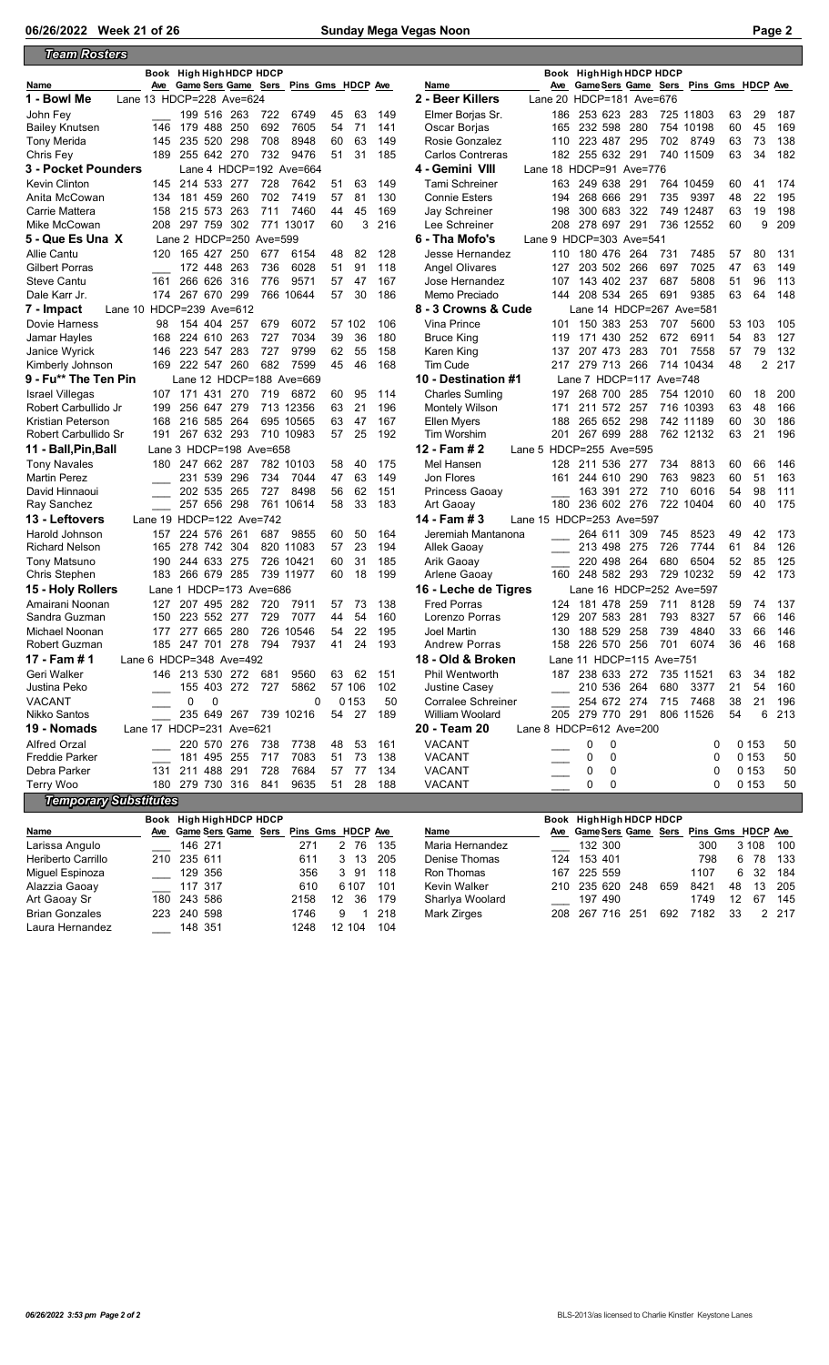## Team Rosters

| Name | Book Ave | High Game | High Sers | HDCP Game | HDCP Sers | Pins | Gms | HDCP | Ave |
|---|---|---|---|---|---|---|---|---|---|
| **1 - Bowl Me** | Lane 13 HDCP=228 Ave=624 | | | | | | | | |
| John Fey | ___ | 199 | 516 | 263 | 722 | 6749 | 45 | 63 | 149 |
| Bailey Knutsen | 146 | 179 | 488 | 250 | 692 | 7605 | 54 | 71 | 141 |
| Tony Merida | 145 | 235 | 520 | 298 | 708 | 8948 | 60 | 63 | 149 |
| Chris Fey | 189 | 255 | 642 | 270 | 732 | 9476 | 51 | 31 | 185 |
| **3 - Pocket Pounders** | Lane 4 HDCP=192 Ave=664 | | | | | | | | |
| Kevin Clinton | 145 | 214 | 533 | 277 | 728 | 7642 | 51 | 63 | 149 |
| Anita McCowan | 134 | 181 | 459 | 260 | 702 | 7419 | 57 | 81 | 130 |
| Carrie Mattera | 158 | 215 | 573 | 263 | 711 | 7460 | 44 | 45 | 169 |
| Mike McCowan | 208 | 297 | 759 | 302 | 771 | 13017 | 60 | 3 | 216 |
| **5 - Que Es Una X** | Lane 2 HDCP=250 Ave=599 | | | | | | | | |
| Allie Cantu | 120 | 165 | 427 | 250 | 677 | 6154 | 48 | 82 | 128 |
| Gilbert Porras | ___ | 172 | 448 | 263 | 736 | 6028 | 51 | 91 | 118 |
| Steve Cantu | 161 | 266 | 626 | 316 | 776 | 9571 | 57 | 47 | 167 |
| Dale Karr Jr. | 174 | 267 | 670 | 299 | 766 | 10644 | 57 | 30 | 186 |
| **7 - Impact** | Lane 10 HDCP=239 Ave=612 | | | | | | | | |
| Dovie Harness | 98 | 154 | 404 | 257 | 679 | 6072 | 57 | 102 | 106 |
| Jamar Hayles | 168 | 224 | 610 | 263 | 727 | 7034 | 39 | 36 | 180 |
| Janice Wyrick | 146 | 223 | 547 | 283 | 727 | 9799 | 62 | 55 | 158 |
| Kimberly Johnson | 169 | 222 | 547 | 260 | 682 | 7599 | 45 | 46 | 168 |
| **9 - Fu** The Ten Pin** | Lane 12 HDCP=188 Ave=669 | | | | | | | | |
| Israel Villegas | 107 | 171 | 431 | 270 | 719 | 6872 | 60 | 95 | 114 |
| Robert Carbullido Jr | 199 | 256 | 647 | 279 | 713 | 12356 | 63 | 21 | 196 |
| Kristian Peterson | 168 | 216 | 585 | 264 | 695 | 10565 | 63 | 47 | 167 |
| Robert Carbullido Sr | 191 | 267 | 632 | 293 | 710 | 10983 | 57 | 25 | 192 |
| **11 - Ball,Pin,Ball** | Lane 3 HDCP=198 Ave=658 | | | | | | | | |
| Tony Navales | 180 | 247 | 662 | 287 | 782 | 10103 | 58 | 40 | 175 |
| Martin Perez | ___ | 231 | 539 | 296 | 734 | 7044 | 47 | 63 | 149 |
| David Hinnaoui | ___ | 202 | 535 | 265 | 727 | 8498 | 56 | 62 | 151 |
| Ray Sanchez | ___ | 257 | 656 | 298 | 761 | 10614 | 58 | 33 | 183 |
| **13 - Leftovers** | Lane 19 HDCP=122 Ave=742 | | | | | | | | |
| Harold Johnson | 157 | 224 | 576 | 261 | 687 | 9855 | 60 | 50 | 164 |
| Richard Nelson | 165 | 278 | 742 | 304 | 820 | 11083 | 57 | 23 | 194 |
| Tony Matsuno | 190 | 244 | 633 | 275 | 726 | 10421 | 60 | 31 | 185 |
| Chris Stephen | 183 | 266 | 679 | 285 | 739 | 11977 | 60 | 18 | 199 |
| **15 - Holy Rollers** | Lane 1 HDCP=173 Ave=686 | | | | | | | | |
| Amairani Noonan | 127 | 207 | 495 | 282 | 720 | 7911 | 57 | 73 | 138 |
| Sandra Guzman | 150 | 223 | 552 | 277 | 729 | 7077 | 44 | 54 | 160 |
| Michael Noonan | 177 | 277 | 665 | 280 | 726 | 10546 | 54 | 22 | 195 |
| Robert Guzman | 185 | 247 | 701 | 278 | 794 | 7937 | 41 | 24 | 193 |
| **17 - Fam # 1** | Lane 6 HDCP=348 Ave=492 | | | | | | | | |
| Geri Walker | 146 | 213 | 530 | 272 | 681 | 9560 | 63 | 62 | 151 |
| Justina Peko | ___ | 155 | 403 | 272 | 727 | 5862 | 57 | 106 | 102 |
| VACANT | ___ | 0 | 0 | | | 0 | 0 | 153 | 50 |
| Nikko Santos | ___ | 235 | 649 | 267 | 739 | 10216 | 54 | 27 | 189 |
| **19 - Nomads** | Lane 17 HDCP=231 Ave=621 | | | | | | | | |
| Alfred Orzal | ___ | 220 | 570 | 276 | 738 | 7738 | 48 | 53 | 161 |
| Freddie Parker | ___ | 181 | 495 | 255 | 717 | 7083 | 51 | 73 | 138 |
| Debra Parker | 131 | 211 | 488 | 291 | 728 | 7684 | 57 | 77 | 134 |
| Terry Woo | 180 | 279 | 730 | 316 | 841 | 9635 | 51 | 28 | 188 |

| Name | Book Ave | High Game | High Sers | HDCP Game | HDCP Sers | Pins | Gms | HDCP | Ave |
|---|---|---|---|---|---|---|---|---|---|
| **2 - Beer Killers** | Lane 20 HDCP=181 Ave=676 | | | | | | | | |
| Elmer Borjas Sr. | 186 | 253 | 623 | 283 | 725 | 11803 | 63 | 29 | 187 |
| Oscar Borjas | 165 | 232 | 598 | 280 | 754 | 10198 | 60 | 45 | 169 |
| Rosie Gonzalez | 110 | 223 | 487 | 295 | 702 | 8749 | 63 | 73 | 138 |
| Carlos Contreras | 182 | 255 | 632 | 291 | 740 | 11509 | 63 | 34 | 182 |
| **4 - Gemini VIII** | Lane 18 HDCP=91 Ave=776 | | | | | | | | |
| Tami Schreiner | 163 | 249 | 638 | 291 | 764 | 10459 | 60 | 41 | 174 |
| Connie Esters | 194 | 268 | 666 | 291 | 735 | 9397 | 48 | 22 | 195 |
| Jay Schreiner | 198 | 300 | 683 | 322 | 749 | 12487 | 63 | 19 | 198 |
| Lee Schreiner | 208 | 278 | 697 | 291 | 736 | 12552 | 60 | 9 | 209 |
| **6 - Tha Mofo's** | Lane 9 HDCP=303 Ave=541 | | | | | | | | |
| Jesse Hernandez | 110 | 180 | 476 | 264 | 731 | 7485 | 57 | 80 | 131 |
| Angel Olivares | 127 | 203 | 502 | 266 | 697 | 7025 | 47 | 63 | 149 |
| Jose Hernandez | 107 | 143 | 402 | 237 | 687 | 5808 | 51 | 96 | 113 |
| Memo Preciado | 144 | 208 | 534 | 265 | 691 | 9385 | 63 | 64 | 148 |
| **8 - 3 Crowns & Cude** | Lane 14 HDCP=267 Ave=581 | | | | | | | | |
| Vina Prince | 101 | 150 | 383 | 253 | 707 | 5600 | 53 | 103 | 105 |
| Bruce King | 119 | 171 | 430 | 252 | 672 | 6911 | 54 | 83 | 127 |
| Karen King | 137 | 207 | 473 | 283 | 701 | 7558 | 57 | 79 | 132 |
| Tim Cude | 217 | 279 | 713 | 266 | 714 | 10434 | 48 | 2 | 217 |
| **10 - Destination #1** | Lane 7 HDCP=117 Ave=748 | | | | | | | | |
| Charles Sumling | 197 | 268 | 700 | 285 | 754 | 12010 | 60 | 18 | 200 |
| Montely Wilson | 171 | 211 | 572 | 257 | 716 | 10393 | 63 | 48 | 166 |
| Ellen Myers | 188 | 265 | 652 | 298 | 742 | 11189 | 60 | 30 | 186 |
| Tim Worshim | 201 | 267 | 699 | 288 | 762 | 12132 | 63 | 21 | 196 |
| **12 - Fam # 2** | Lane 5 HDCP=255 Ave=595 | | | | | | | | |
| Mel Hansen | 128 | 211 | 536 | 277 | 734 | 8813 | 60 | 66 | 146 |
| Jon Flores | 161 | 244 | 610 | 290 | 763 | 9823 | 60 | 51 | 163 |
| Princess Gaoay | ___ | 163 | 391 | 272 | 710 | 6016 | 54 | 98 | 111 |
| Art Gaoay | 180 | 236 | 602 | 276 | 722 | 10404 | 60 | 40 | 175 |
| **14 - Fam # 3** | Lane 15 HDCP=253 Ave=597 | | | | | | | | |
| Jeremiah Mantanona | ___ | 264 | 611 | 309 | 745 | 8523 | 49 | 42 | 173 |
| Allek Gaoay | ___ | 213 | 498 | 275 | 726 | 7744 | 61 | 84 | 126 |
| Arik Gaoay | ___ | 220 | 498 | 264 | 680 | 6504 | 52 | 85 | 125 |
| Arlene Gaoay | 160 | 248 | 582 | 293 | 729 | 10232 | 59 | 42 | 173 |
| **16 - Leche de Tigres** | Lane 16 HDCP=252 Ave=597 | | | | | | | | |
| Fred Porras | 124 | 181 | 478 | 259 | 711 | 8128 | 59 | 74 | 137 |
| Lorenzo Porras | 129 | 207 | 583 | 281 | 793 | 8327 | 57 | 66 | 146 |
| Joel Martin | 130 | 188 | 529 | 258 | 739 | 4840 | 33 | 66 | 146 |
| Andrew Porras | 158 | 226 | 570 | 256 | 701 | 6074 | 36 | 46 | 168 |
| **18 - Old & Broken** | Lane 11 HDCP=115 Ave=751 | | | | | | | | |
| Phil Wentworth | 187 | 238 | 633 | 272 | 735 | 11521 | 63 | 34 | 182 |
| Justine Casey | ___ | 210 | 536 | 264 | 680 | 3377 | 21 | 54 | 160 |
| Corralee Schreiner | ___ | 254 | 672 | 274 | 715 | 7468 | 38 | 21 | 196 |
| William Woolard | 205 | 279 | 770 | 291 | 806 | 11526 | 54 | 6 | 213 |
| **20 - Team 20** | Lane 8 HDCP=612 Ave=200 | | | | | | | | |
| VACANT | ___ | 0 | 0 | | | 0 | 0 | 153 | 50 |
| VACANT | ___ | 0 | 0 | | | 0 | 0 | 153 | 50 |
| VACANT | ___ | 0 | 0 | | | 0 | 0 | 153 | 50 |
| VACANT | ___ | 0 | 0 | | | 0 | 0 | 153 | 50 |

## Temporary Substitutes

| Name | Book Ave | High Game | High Sers | HDCP Game | HDCP Sers | Pins | Gms | HDCP | Ave |
|---|---|---|---|---|---|---|---|---|---|
| Larissa Angulo | ___ | 146 | 271 | | | 271 | 2 | 76 | 135 |
| Heriberto Carrillo | 210 | 235 | 611 | | | 611 | 3 | 13 | 205 |
| Miguel Espinoza | ___ | 129 | 356 | | | 356 | 3 | 91 | 118 |
| Alazzia Gaoay | ___ | 117 | 317 | | | 610 | 6 | 107 | 101 |
| Art Gaoay Sr | 180 | 243 | 586 | | | 2158 | 12 | 36 | 179 |
| Brian Gonzales | 223 | 240 | 598 | | | 1746 | 9 | 1 | 218 |
| Laura Hernandez | ___ | 148 | 351 | | | 1248 | 12 | 104 | 104 |
| Maria Hernandez | ___ | 132 | 300 | | | 300 | 3 | 108 | 100 |
| Denise Thomas | 124 | 153 | 401 | | | 798 | 6 | 78 | 133 |
| Ron Thomas | 167 | 225 | 559 | | | 1107 | 6 | 32 | 184 |
| Kevin Walker | 210 | 235 | 620 | 248 | 659 | 8421 | 48 | 13 | 205 |
| Sharlya Woolard | ___ | 197 | 490 | | | 1749 | 12 | 67 | 145 |
| Mark Zirges | 208 | 267 | 716 | 251 | 692 | 7182 | 33 | 2 | 217 |